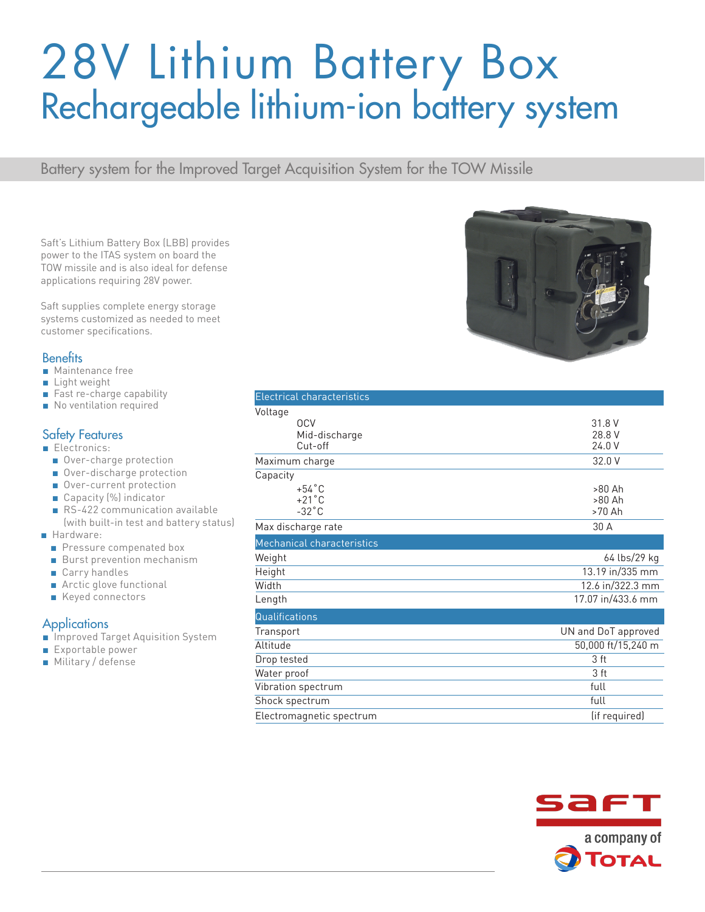# 28V Lithium Battery Box

## Rechargeable lithium-ion battery system

Battery system for the Improved Target Acquisition System for the TOW Missile

Saft's Lithium Battery Box (LBB) provides power to the ITAS system on board the TOW missile and is also ideal for defense applications requiring 28V power.

Saft supplies complete energy storage systems customized as needed to meet customer specifications.

### Benefits

- Maintenance free
- Light weight
- Fast re-charge capability
- No ventilation required

### Safety Features

- Electronics:
  - Over-charge protection
  - Over-discharge protection
  - Over-current protection
  - Capacity (%) indicator
  - RS-422 communication available (with built-in test and battery status)
- Hardware:
  - Pressure compenated box
  - Burst prevention mechanism
  - Carry handles
  - Arctic glove functional
  - Keyed connectors

### Applications

- Improved Target Aquisition System
- Exportable power
- Military / defense

| Electrical characteristics | |
|---|---|
| Voltage | |
| OCV | 31.8 V |
| Mid-discharge | 28.8 V |
| Cut-off | 24.0 V |
| Maximum charge | 32.0 V |
| Capacity | |
| +54°C | >80 Ah |
| +21°C | >80 Ah |
| -32°C | >70 Ah |
| Max discharge rate | 30 A |
| **Mechanical characteristics** | |
| Weight | 64 lbs/29 kg |
| Height | 13.19 in/335 mm |
| Width | 12.6 in/322.3 mm |
| Length | 17.07 in/433.6 mm |
| **Qualifications** | |
| Transport | UN and DoT approved |
| Altitude | 50,000 ft/15,240 m |
| Drop tested | 3 ft |
| Water proof | 3 ft |
| Vibration spectrum | full |
| Shock spectrum | full |
| Electromagnetic spectrum | (if required) |

saft

a company of TOTAL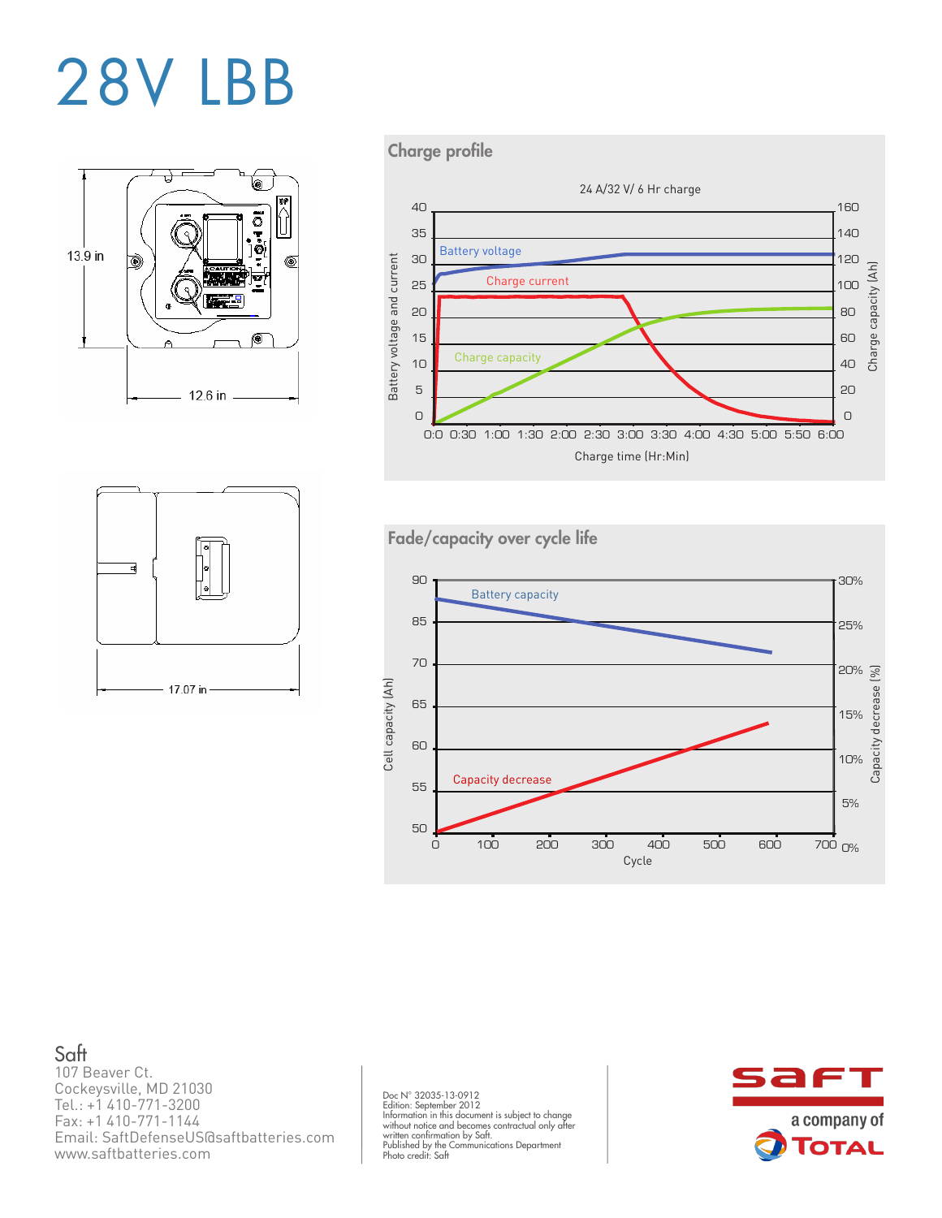# 28V LBB

13.9 in

12.6 in

17.07 in

## Charge profile

24 A/32 V/ 6 Hr charge

Battery voltage and current

40
35
30
25
20
15
10
5
0

Charge capacity (Ah)

160
140
120
100
80
60
40
20
0

Battery voltage

Charge current

Charge capacity

0:0 0:30 1:00 1:30 2:00 2:30 3:00 3:30 4:00 4:30 5:00 5:50 6:00

Charge time (Hr:Min)

## Fade/capacity over cycle life

Cell capacity (Ah)

90
85
70
65
60
55
50

Capacity decrease (%)

30%
25%
20%
15%
10%
5%
0%

Battery capacity

Capacity decrease

0 100 200 300 400 500 600 700

Cycle

Saft
107 Beaver Ct.
Cockeysville, MD 21030
Tel.: +1 410-771-3200
Fax: +1 410-771-1144
Email: SaftDefenseUS@saftbatteries.com
www.saftbatteries.com

Doc N° 32035-13-0912
Edition: September 2012
Information in this document is subject to change without notice and becomes contractual only after written confirmation by Saft.
Published by the Communications Department
Photo credit: Saft

saft
a company of
TOTAL